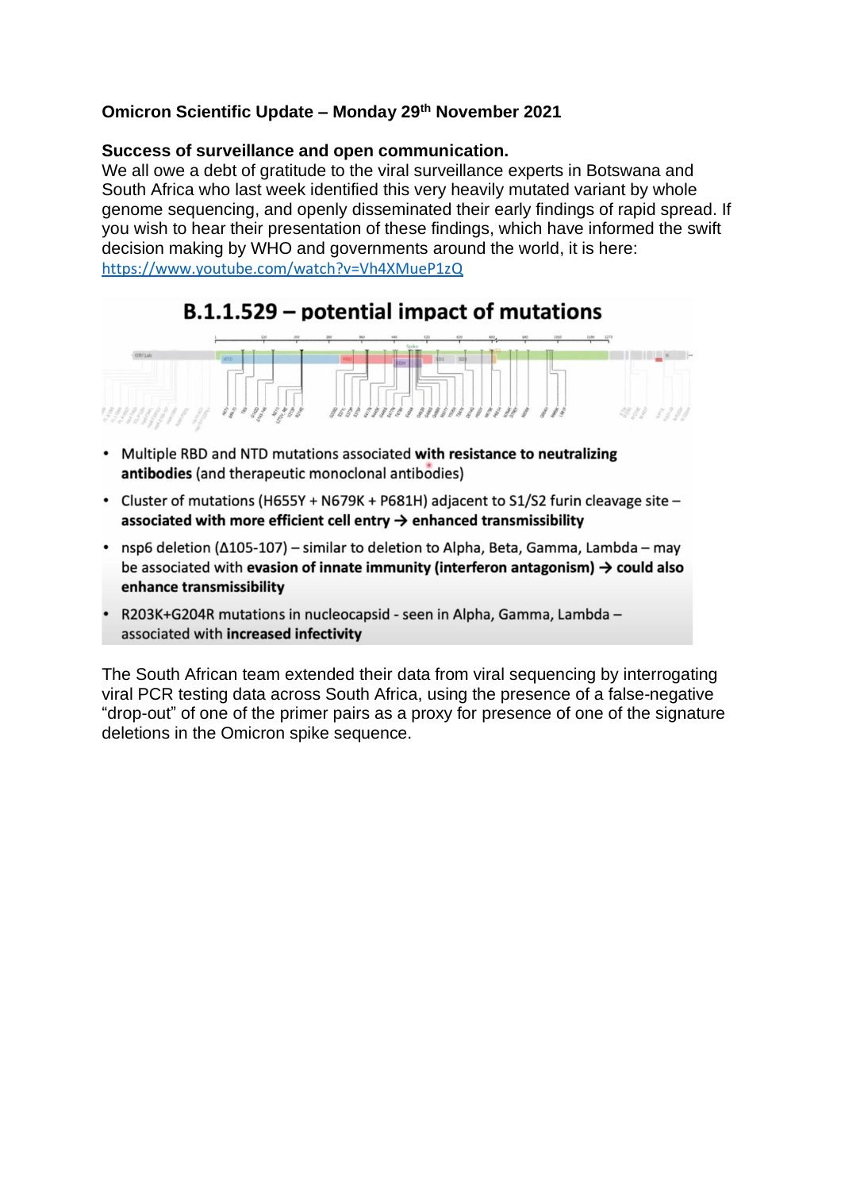**Omicron Scientific Update – Monday 29th November 2021**

**Success of surveillance and open communication.**

We all owe a debt of gratitude to the viral surveillance experts in Botswana and South Africa who last week identified this very heavily mutated variant by whole genome sequencing, and openly disseminated their early findings of rapid spread. If you wish to hear their presentation of these findings, which have informed the swift decision making by WHO and governments around the world, it is here: https://www.youtube.com/watch?v=Vh4XMueP1zQ

**B.1.1.529 – potential impact of mutations**

- Multiple RBD and NTD mutations associated **with resistance to neutralizing antibodies** (and therapeutic monoclonal antibodies)
- Cluster of mutations (H655Y + N679K + P681H) adjacent to S1/S2 furin cleavage site – **associated with more efficient cell entry → enhanced transmissibility**
- nsp6 deletion (Δ105-107) – similar to deletion to Alpha, Beta, Gamma, Lambda – may be associated with **evasion of innate immunity (interferon antagonism) → could also enhance transmissibility**
- R203K+G204R mutations in nucleocapsid - seen in Alpha, Gamma, Lambda – associated with **increased infectivity**

The South African team extended their data from viral sequencing by interrogating viral PCR testing data across South Africa, using the presence of a false-negative "drop-out" of one of the primer pairs as a proxy for presence of one of the signature deletions in the Omicron spike sequence.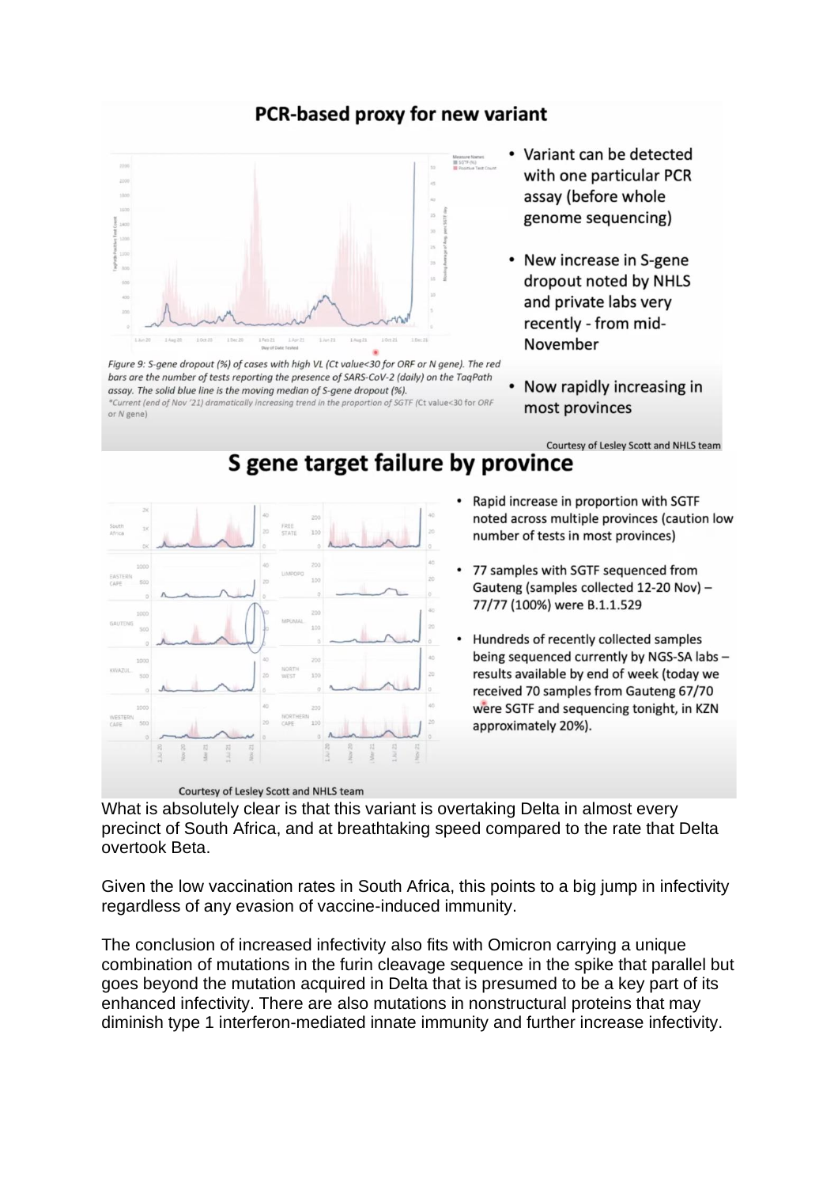## PCR-based proxy for new variant

*Figure 9: S-gene dropout (%) of cases with high VL (Ct value<30 for ORF or N gene). The red bars are the number of tests reporting the presence of SARS-CoV-2 (daily) on the TaqPath assay. The solid blue line is the moving median of S-gene dropout (%).*
*\*Current (end of Nov '21) dramatically increasing trend in the proportion of SGTF (Ct value<30 for ORF or N gene)*

- Variant can be detected with one particular PCR assay (before whole genome sequencing)
- New increase in S-gene dropout noted by NHLS and private labs very recently - from mid-November
- Now rapidly increasing in most provinces

Courtesy of Lesley Scott and NHLS team

## S gene target failure by province

- Rapid increase in proportion with SGTF noted across multiple provinces (caution low number of tests in most provinces)
- 77 samples with SGTF sequenced from Gauteng (samples collected 12-20 Nov) – 77/77 (100%) were B.1.1.529
- Hundreds of recently collected samples being sequenced currently by NGS-SA labs – results available by end of week (today we received 70 samples from Gauteng 67/70 were SGTF and sequencing tonight, in KZN approximately 20%).

Courtesy of Lesley Scott and NHLS team

What is absolutely clear is that this variant is overtaking Delta in almost every precinct of South Africa, and at breathtaking speed compared to the rate that Delta overtook Beta.

Given the low vaccination rates in South Africa, this points to a big jump in infectivity regardless of any evasion of vaccine-induced immunity.

The conclusion of increased infectivity also fits with Omicron carrying a unique combination of mutations in the furin cleavage sequence in the spike that parallel but goes beyond the mutation acquired in Delta that is presumed to be a key part of its enhanced infectivity. There are also mutations in nonstructural proteins that may diminish type 1 interferon-mediated innate immunity and further increase infectivity.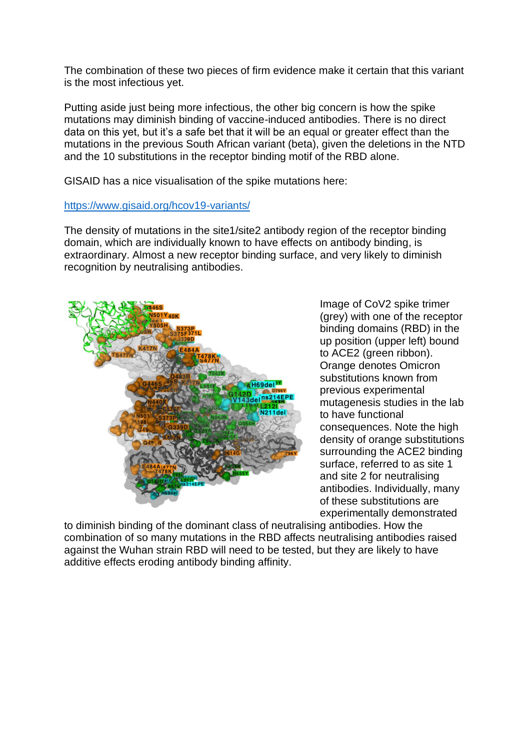The combination of these two pieces of firm evidence make it certain that this variant is the most infectious yet.

Putting aside just being more infectious, the other big concern is how the spike mutations may diminish binding of vaccine-induced antibodies. There is no direct data on this yet, but it's a safe bet that it will be an equal or greater effect than the mutations in the previous South African variant (beta), given the deletions in the NTD and the 10 substitutions in the receptor binding motif of the RBD alone.

GISAID has a nice visualisation of the spike mutations here:

[https://www.gisaid.org/hcov19-variants/](https://www.gisaid.org/hcov19-variants/)

The density of mutations in the site1/site2 antibody region of the receptor binding domain, which are individually known to have effects on antibody binding, is extraordinary. Almost a new receptor binding surface, and very likely to diminish recognition by neutralising antibodies.

Image of CoV2 spike trimer (grey) with one of the receptor binding domains (RBD) in the up position (upper left) bound to ACE2 (green ribbon). Orange denotes Omicron substitutions known from previous experimental mutagenesis studies in the lab to have functional consequences. Note the high density of orange substitutions surrounding the ACE2 binding surface, referred to as site 1 and site 2 for neutralising antibodies. Individually, many of these substitutions are experimentally demonstrated to diminish binding of the dominant class of neutralising antibodies. How the combination of so many mutations in the RBD affects neutralising antibodies raised against the Wuhan strain RBD will need to be tested, but they are likely to have additive effects eroding antibody binding affinity.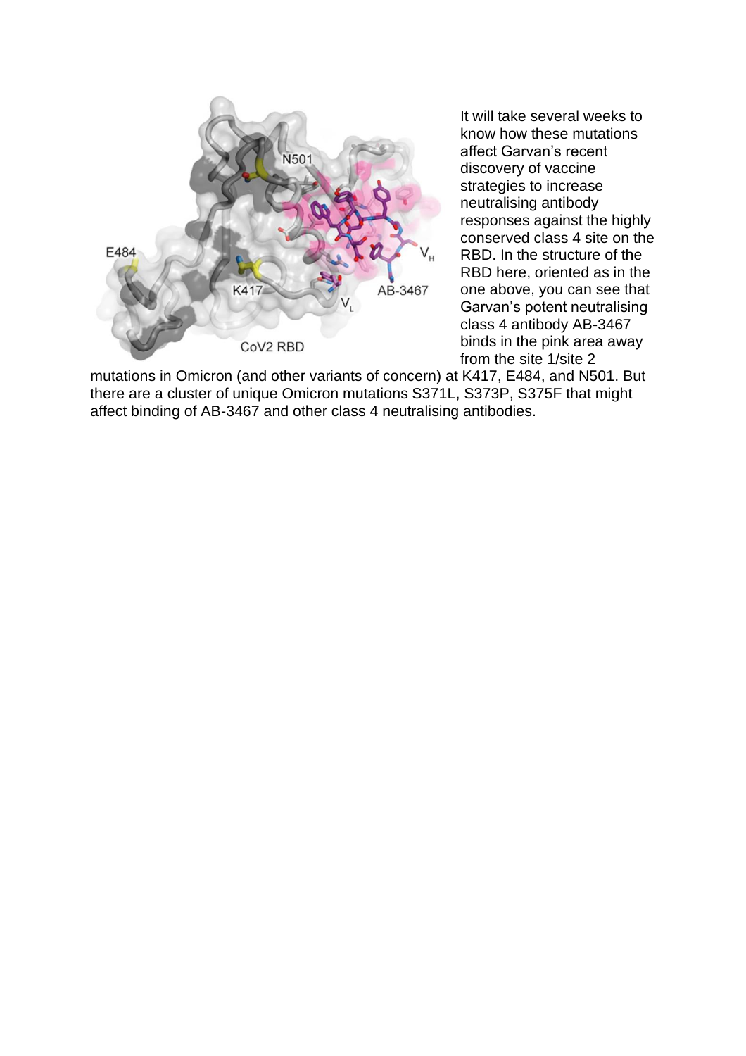E484

N501

K417

$V_H$

AB-3467

$V_L$

CoV2 RBD

It will take several weeks to know how these mutations affect Garvan's recent discovery of vaccine strategies to increase neutralising antibody responses against the highly conserved class 4 site on the RBD. In the structure of the RBD here, oriented as in the one above, you can see that Garvan's potent neutralising class 4 antibody AB-3467 binds in the pink area away from the site 1/site 2 mutations in Omicron (and other variants of concern) at K417, E484, and N501. But there are a cluster of unique Omicron mutations S371L, S373P, S375F that might affect binding of AB-3467 and other class 4 neutralising antibodies.